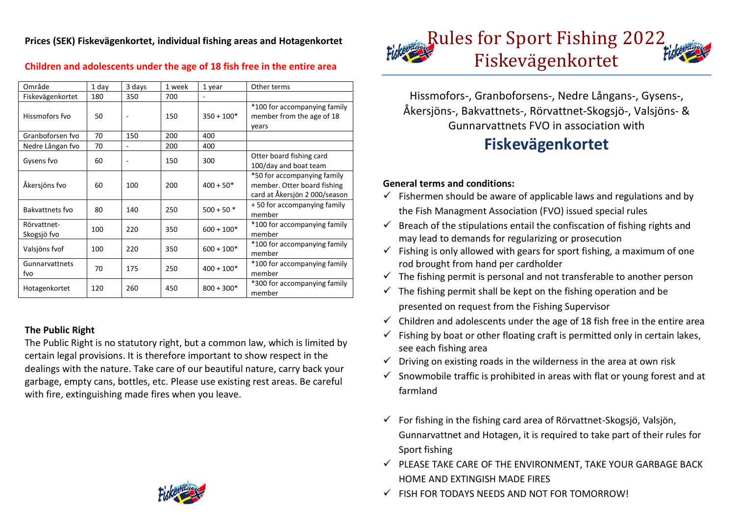**Prices (SEK) Fiskevägenkortet, individual fishing areas and Hotagenkortet**

**Children and adolescents under the age of 18 fish free in the entire area**

| Område | 1 day | 3 days | 1 week | 1 year | Other terms |
|---|---|---|---|---|---|
| Fiskevägenkortet | 180 | 350 | 700 | - | |
| Hissmofors fvo | 50 | - | 150 | 350 + 100* | *100 for accompanying family member from the age of 18 years |
| Granboforsen fvo | 70 | 150 | 200 | 400 | |
| Nedre Långan fvo | 70 | - | 200 | 400 | |
| Gysens fvo | 60 | - | 150 | 300 | Otter board fishing card 100/day and boat team |
| Åkersjöns fvo | 60 | 100 | 200 | 400 + 50* | *50 for accompanying family member. Otter board fishing card at Åkersjön 2 000/season |
| Bakvattnets fvo | 80 | 140 | 250 | 500 + 50 * | + 50 for accompanying family member |
| Rörvattnet-Skogsjö fvo | 100 | 220 | 350 | 600 + 100* | *100 for accompanying family member |
| Valsjöns fvof | 100 | 220 | 350 | 600 + 100* | *100 for accompanying family member |
| Gunnarvattnets fvo | 70 | 175 | 250 | 400 + 100* | *100 for accompanying family member |
| Hotagenkortet | 120 | 260 | 450 | 800 + 300* | *300 for accompanying family member |

**The Public Right**

The Public Right is no statutory right, but a common law, which is limited by certain legal provisions. It is therefore important to show respect in the dealings with the nature. Take care of our beautiful nature, carry back your garbage, empty cans, bottles, etc. Please use existing rest areas. Be careful with fire, extinguishing made fires when you leave.

# Rules for Sport Fishing 2022 Fiskevägenkortet

Hissmofors-, Granboforsens-, Nedre Långans-, Gysens-, Åkersjöns-, Bakvattnets-, Rörvattnet-Skogsjö-, Valsjöns- & Gunnarvattnets FVO in association with

## Fiskevägenkortet

**General terms and conditions:**

- ✓ Fishermen should be aware of applicable laws and regulations and by the Fish Managment Association (FVO) issued special rules
- ✓ Breach of the stipulations entail the confiscation of fishing rights and may lead to demands for regularizing or prosecution
- ✓ Fishing is only allowed with gears for sport fishing, a maximum of one rod brought from hand per cardholder
- ✓ The fishing permit is personal and not transferable to another person
- ✓ The fishing permit shall be kept on the fishing operation and be presented on request from the Fishing Supervisor
- ✓ Children and adolescents under the age of 18 fish free in the entire area
- ✓ Fishing by boat or other floating craft is permitted only in certain lakes, see each fishing area
- ✓ Driving on existing roads in the wilderness in the area at own risk
- ✓ Snowmobile traffic is prohibited in areas with flat or young forest and at farmland

- ✓ For fishing in the fishing card area of Rörvattnet-Skogsjö, Valsjön, Gunnarvattnet and Hotagen, it is required to take part of their rules for Sport fishing
- ✓ PLEASE TAKE CARE OF THE ENVIRONMENT, TAKE YOUR GARBAGE BACK HOME AND EXTINGISH MADE FIRES
- ✓ FISH FOR TODAYS NEEDS AND NOT FOR TOMORROW!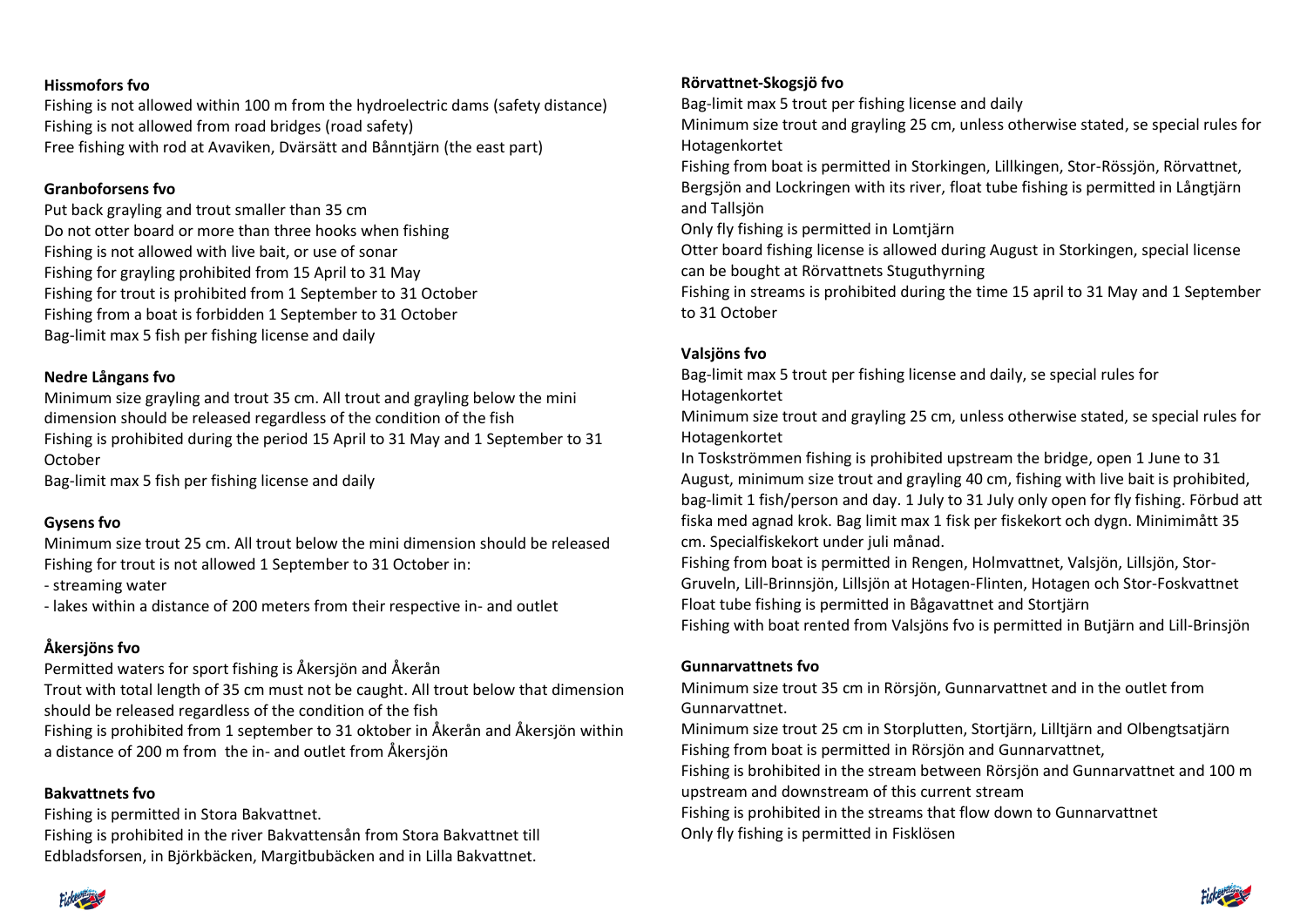**Hissmofors fvo**

Fishing is not allowed within 100 m from the hydroelectric dams (safety distance)
Fishing is not allowed from road bridges (road safety)
Free fishing with rod at Avaviken, Dvärsätt and Bånntjärn (the east part)

**Granboforsens fvo**

Put back grayling and trout smaller than 35 cm
Do not otter board or more than three hooks when fishing
Fishing is not allowed with live bait, or use of sonar
Fishing for grayling prohibited from 15 April to 31 May
Fishing for trout is prohibited from 1 September to 31 October
Fishing from a boat is forbidden 1 September to 31 October
Bag-limit max 5 fish per fishing license and daily

**Nedre Långans fvo**

Minimum size grayling and trout 35 cm. All trout and grayling below the mini dimension should be released regardless of the condition of the fish
Fishing is prohibited during the period 15 April to 31 May and 1 September to 31 October
Bag-limit max 5 fish per fishing license and daily

**Gysens fvo**

Minimum size trout 25 cm. All trout below the mini dimension should be released
Fishing for trout is not allowed 1 September to 31 October in:
- streaming water
- lakes within a distance of 200 meters from their respective in- and outlet

**Åkersjöns fvo**

Permitted waters for sport fishing is Åkersjön and Åkerån
Trout with total length of 35 cm must not be caught. All trout below that dimension should be released regardless of the condition of the fish
Fishing is prohibited from 1 september to 31 oktober in Åkerån and Åkersjön within a distance of 200 m from the in- and outlet from Åkersjön

**Bakvattnets fvo**

Fishing is permitted in Stora Bakvattnet.
Fishing is prohibited in the river Bakvattensån from Stora Bakvattnet till Edbladsforsen, in Björkbäcken, Margitbubäcken and in Lilla Bakvattnet.

**Rörvattnet-Skogsjö fvo**

Bag-limit max 5 trout per fishing license and daily
Minimum size trout and grayling 25 cm, unless otherwise stated, se special rules for Hotagenkortet
Fishing from boat is permitted in Storkingen, Lillkingen, Stor-Rössjön, Rörvattnet, Bergsjön and Lockringen with its river, float tube fishing is permitted in Långtjärn and Tallsjön
Only fly fishing is permitted in Lomtjärn
Otter board fishing license is allowed during August in Storkingen, special license can be bought at Rörvattnets Stuguthyrning
Fishing in streams is prohibited during the time 15 april to 31 May and 1 September to 31 October

**Valsjöns fvo**

Bag-limit max 5 trout per fishing license and daily, se special rules for Hotagenkortet
Minimum size trout and grayling 25 cm, unless otherwise stated, se special rules for Hotagenkortet
In Toskströmmen fishing is prohibited upstream the bridge, open 1 June to 31 August, minimum size trout and grayling 40 cm, fishing with live bait is prohibited, bag-limit 1 fish/person and day. 1 July to 31 July only open for fly fishing. Förbud att fiska med agnad krok. Bag limit max 1 fisk per fiskekort och dygn. Minimimått 35 cm. Specialfiskekort under juli månad.
Fishing from boat is permitted in Rengen, Holmvattnet, Valsjön, Lillsjön, Stor-Gruveln, Lill-Brinnsjön, Lillsjön at Hotagen-Flinten, Hotagen och Stor-Foskvattnet
Float tube fishing is permitted in Bågavattnet and Stortjärn
Fishing with boat rented from Valsjöns fvo is permitted in Butjärn and Lill-Brinsjön

**Gunnarvattnets fvo**

Minimum size trout 35 cm in Rörsjön, Gunnarvattnet and in the outlet from Gunnarvattnet.
Minimum size trout 25 cm in Storplutten, Stortjärn, Lilltjärn and Olbengtsatjärn
Fishing from boat is permitted in Rörsjön and Gunnarvattnet,
Fishing is brohibited in the stream between Rörsjön and Gunnarvattnet and 100 m upstream and downstream of this current stream
Fishing is prohibited in the streams that flow down to Gunnarvattnet
Only fly fishing is permitted in Fisklösen